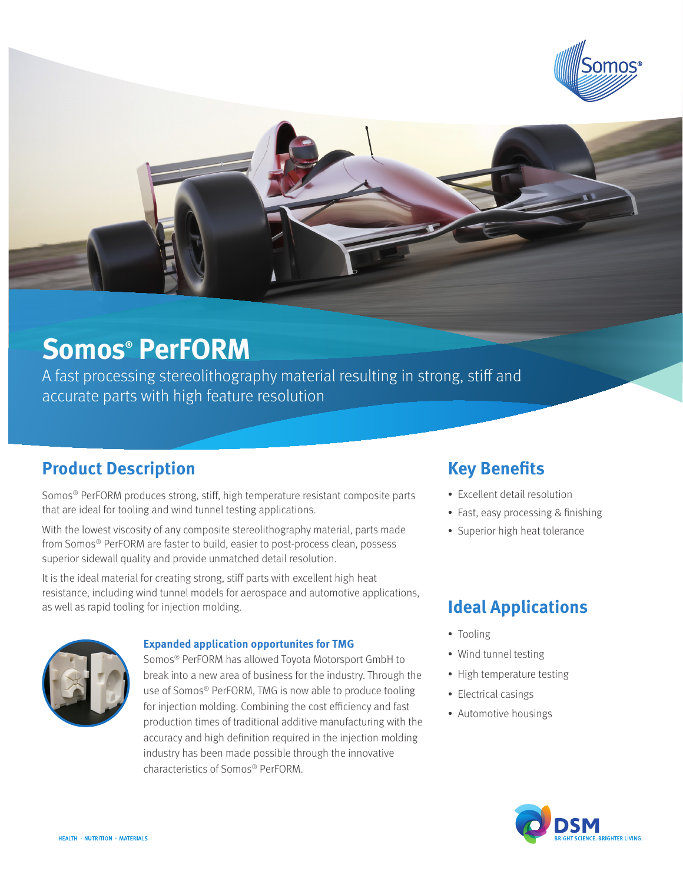# Somos® PerFORM

A fast processing stereolithography material resulting in strong, stiff and accurate parts with high feature resolution

## Product Description

Somos® PerFORM produces strong, stiff, high temperature resistant composite parts that are ideal for tooling and wind tunnel testing applications.

With the lowest viscosity of any composite stereolithography material, parts made from Somos® PerFORM are faster to build, easier to post-process clean, possess superior sidewall quality and provide unmatched detail resolution.

It is the ideal material for creating strong, stiff parts with excellent high heat resistance, including wind tunnel models for aerospace and automotive applications, as well as rapid tooling for injection molding.

### Expanded application opportuntes for TMG

Somos® PerFORM has allowed Toyota Motorsport GmbH to break into a new area of business for the industry. Through the use of Somos® PerFORM, TMG is now able to produce tooling for injection molding. Combining the cost efficiency and fast production times of traditional additive manufacturing with the accuracy and high definition required in the injection molding industry has been made possible through the innovative characteristics of Somos® PerFORM.

## Key Benefits

- Excellent detail resolution
- Fast, easy processing & finishing
- Superior high heat tolerance

## Ideal Applications

- Tooling
- Wind tunnel testing
- High temperature testing
- Electrical casings
- Automotive housings

HEALTH · NUTRITION · MATERIALS

DSM BRIGHT SCIENCE. BRIGHTER LIVING.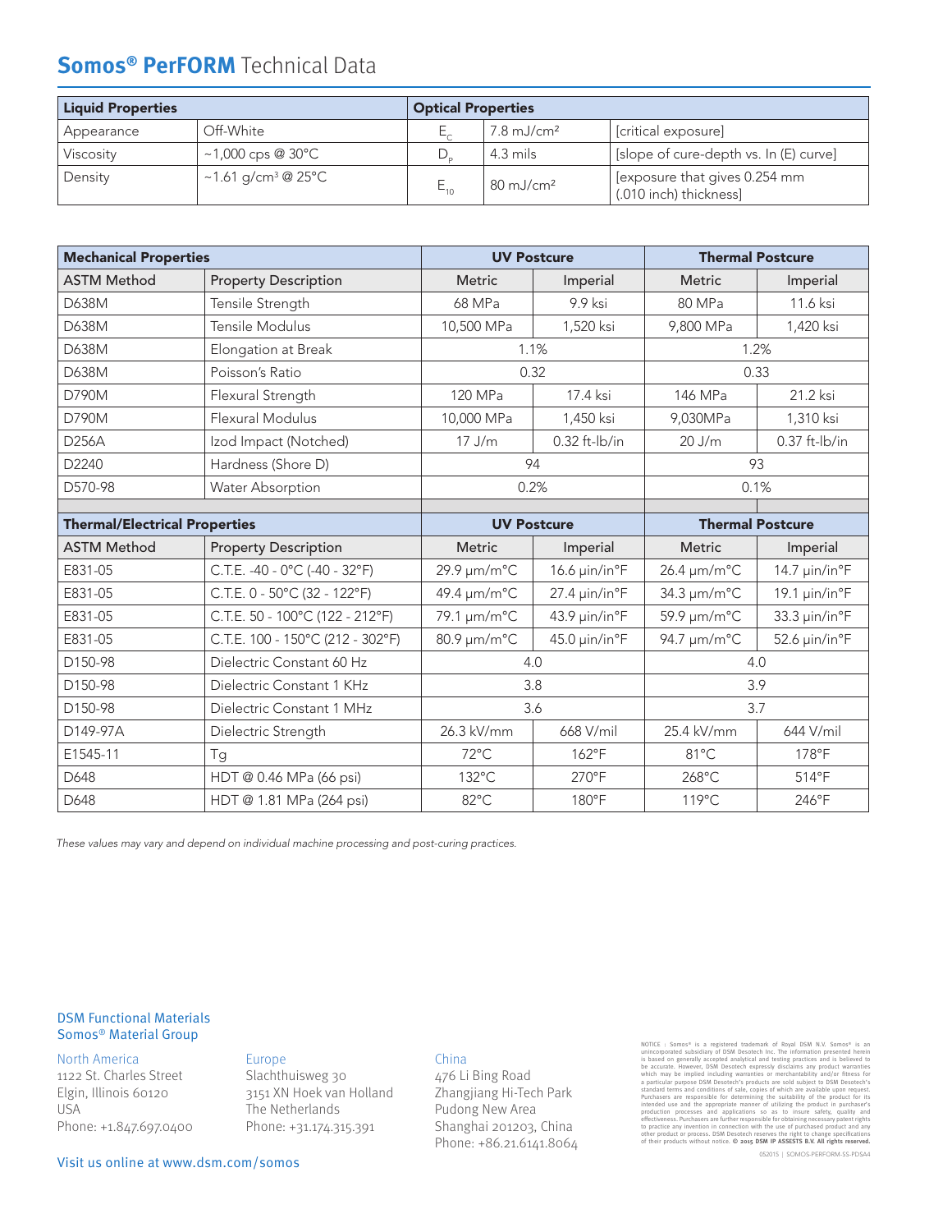# **Somos® PerFORM** Technical Data

| Liquid Properties | | Optical Properties | | |
|---|---|---|---|---|
| Appearance | Off-White | $E_C$ | 7.8 mJ/cm² | [critical exposure] |
| Viscosity | ~1,000 cps @ 30°C | $D_P$ | 4.3 mils | [slope of cure-depth vs. ln (E) curve] |
| Density | ~1.61 g/cm³ @ 25°C | $E_{10}$ | 80 mJ/cm² | [exposure that gives 0.254 mm (.010 inch) thickness] |

| Mechanical Properties | | UV Postcure | | Thermal Postcure | |
|---|---|---|---|---|---|
| ASTM Method | Property Description | Metric | Imperial | Metric | Imperial |
| D638M | Tensile Strength | 68 MPa | 9.9 ksi | 80 MPa | 11.6 ksi |
| D638M | Tensile Modulus | 10,500 MPa | 1,520 ksi | 9,800 MPa | 1,420 ksi |
| D638M | Elongation at Break | 1.1% | | 1.2% | |
| D638M | Poisson's Ratio | 0.32 | | 0.33 | |
| D790M | Flexural Strength | 120 MPa | 17.4 ksi | 146 MPa | 21.2 ksi |
| D790M | Flexural Modulus | 10,000 MPa | 1,450 ksi | 9,030MPa | 1,310 ksi |
| D256A | Izod Impact (Notched) | 17 J/m | 0.32 ft-lb/in | 20 J/m | 0.37 ft-lb/in |
| D2240 | Hardness (Shore D) | 94 | | 93 | |
| D570-98 | Water Absorption | 0.2% | | 0.1% | |
| **Thermal/Electrical Properties** | | **UV Postcure** | | **Thermal Postcure** | |
| ASTM Method | Property Description | Metric | Imperial | Metric | Imperial |
| E831-05 | C.T.E. -40 - 0°C (-40 - 32°F) | 29.9 μm/m°C | 16.6 μin/in°F | 26.4 μm/m°C | 14.7 μin/in°F |
| E831-05 | C.T.E. 0 - 50°C (32 - 122°F) | 49.4 μm/m°C | 27.4 μin/in°F | 34.3 μm/m°C | 19.1 μin/in°F |
| E831-05 | C.T.E. 50 - 100°C (122 - 212°F) | 79.1 μm/m°C | 43.9 μin/in°F | 59.9 μm/m°C | 33.3 μin/in°F |
| E831-05 | C.T.E. 100 - 150°C (212 - 302°F) | 80.9 μm/m°C | 45.0 μin/in°F | 94.7 μm/m°C | 52.6 μin/in°F |
| D150-98 | Dielectric Constant 60 Hz | 4.0 | | 4.0 | |
| D150-98 | Dielectric Constant 1 KHz | 3.8 | | 3.9 | |
| D150-98 | Dielectric Constant 1 MHz | 3.6 | | 3.7 | |
| D149-97A | Dielectric Strength | 26.3 kV/mm | 668 V/mil | 25.4 kV/mm | 644 V/mil |
| E1545-11 | Tg | 72°C | 162°F | 81°C | 178°F |
| D648 | HDT @ 0.46 MPa (66 psi) | 132°C | 270°F | 268°C | 514°F |
| D648 | HDT @ 1.81 MPa (264 psi) | 82°C | 180°F | 119°C | 246°F |

*These values may vary and depend on individual machine processing and post-curing practices.*

DSM Functional Materials
Somos® Material Group

North America
1122 St. Charles Street
Elgin, Illinois 60120
USA
Phone: +1.847.697.0400

Europe
Slachthuisweg 30
3151 XN Hoek van Holland
The Netherlands
Phone: +31.174.315.391

China
476 Li Bing Road
Zhangjiang Hi-Tech Park
Pudong New Area
Shanghai 201203, China
Phone: +86.21.6141.8064

NOTICE : Somos® is a registered trademark of Royal DSM N.V. Somos® is an unincorporated subsidiary of DSM Desotech Inc. The information presented herein is based on generally accepted analytical and testing practices and is believed to be accurate. However, DSM Desotech expressly disclaims any product warranties which may be implied including warranties or merchantability and/or fitness for a particular purpose DSM Desotech's products are sold subject to DSM Desotech's standard terms and conditions of sale, copies of which are available upon request. Purchasers are responsible for determining the suitability of the product for its intended use and the appropriate manner of utilizing the product in purchaser's production processes and applications so as to insure safety, quality and effectiveness. Purchasers are further responsible for obtaining necessary patent rights to practice any invention in connection with the use of purchased product and any other product or process. DSM Desotech reserves the right to change specifications of their products without notice. **© 2015 DSM IP ASSESTS B.V. All rights reserved.**

052015 | SOMOS-PERFORM-SS-PDSA4

Visit us online at www.dsm.com/somos